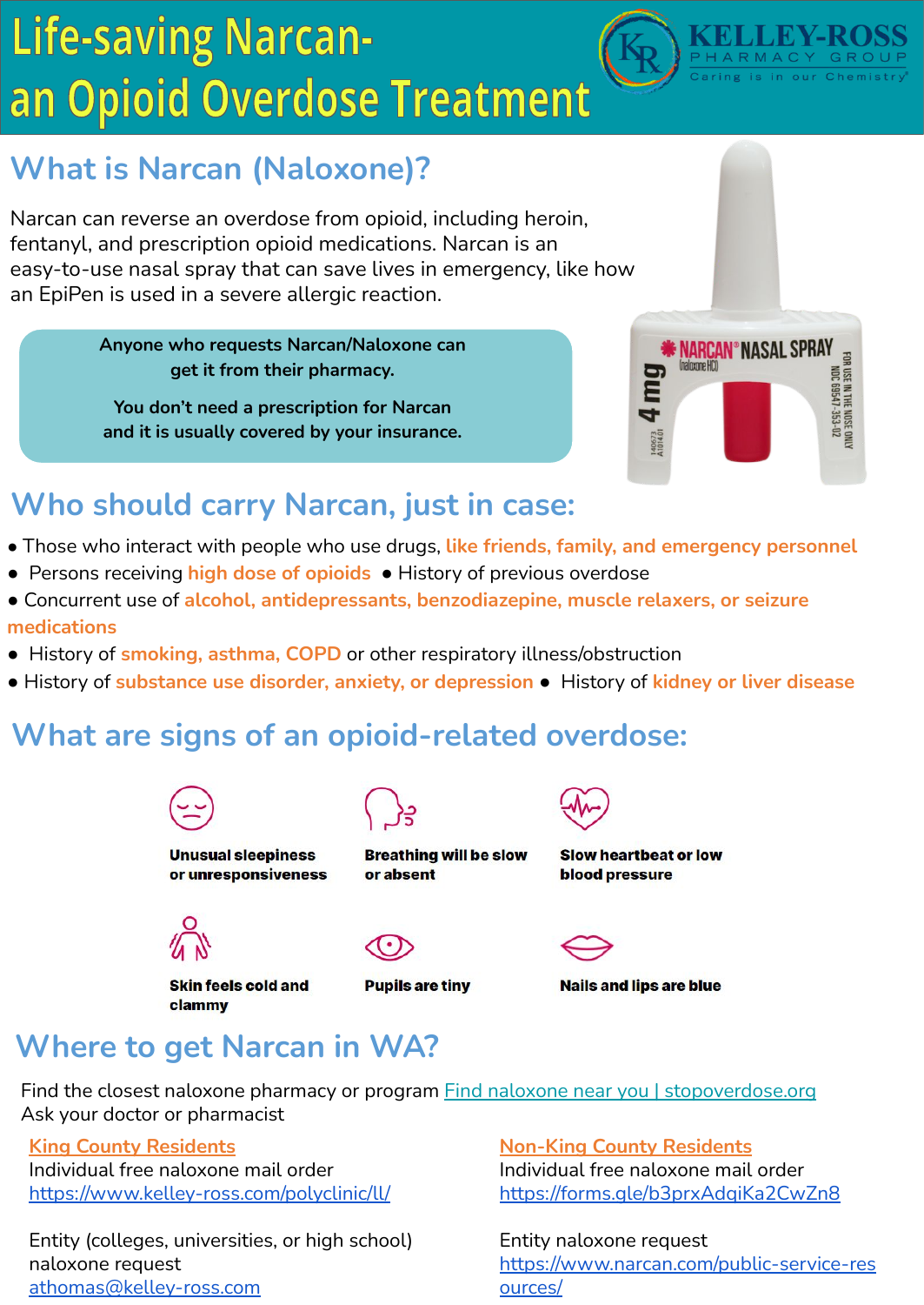# Life-saving Narcan- an Opioid Overdose Treatment

KELLEY-ROSS PHARMACY GROUP
Caring is in our Chemistry®

## What is Narcan (Naloxone)?

Narcan can reverse an overdose from opioid, including heroin, fentanyl, and prescription opioid medications. Narcan is an easy-to-use nasal spray that can save lives in emergency, like how an EpiPen is used in a severe allergic reaction.

**Anyone who requests Narcan/Naloxone can get it from their pharmacy.**

**You don't need a prescription for Narcan and it is usually covered by your insurance.**

## Who should carry Narcan, just in case:

- Those who interact with people who use drugs, like friends, family, and emergency personnel
- Persons receiving high dose of opioids
- History of previous overdose
- Concurrent use of alcohol, antidepressants, benzodiazepine, muscle relaxers, or seizure medications
- History of smoking, asthma, COPD or other respiratory illness/obstruction
- History of substance use disorder, anxiety, or depression
- History of kidney or liver disease

## What are signs of an opioid-related overdose:

- **Unusual sleepiness or unresponsiveness**
- **Breathing will be slow or absent**
- **Slow heartbeat or low blood pressure**
- **Skin feels cold and clammy**
- **Pupils are tiny**
- **Nails and lips are blue**

## Where to get Narcan in WA?

Find the closest naloxone pharmacy or program [Find naloxone near you | stopoverdose.org]
Ask your doctor or pharmacist

**King County Residents**
Individual free naloxone mail order
https://www.kelley-ross.com/polyclinic/ll/

Entity (colleges, universities, or high school) naloxone request
athomas@kelley-ross.com

**Non-King County Residents**
Individual free naloxone mail order
https://forms.gle/b3prxAdqiKa2CwZn8

Entity naloxone request
https://www.narcan.com/public-service-resources/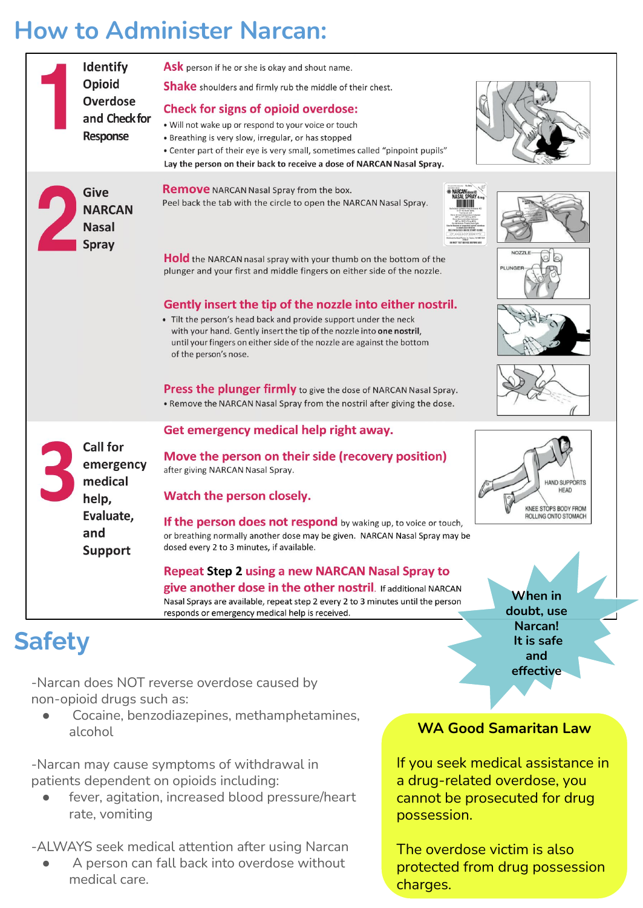# How to Administer Narcan:

## 1 Identify Opioid Overdose and Check for Response

**Ask** person if he or she is okay and shout name.

**Shake** shoulders and firmly rub the middle of their chest.

**Check for signs of opioid overdose:**

- Will not wake up or respond to your voice or touch
- Breathing is very slow, irregular, or has stopped
- Center part of their eye is very small, sometimes called "pinpoint pupils"

**Lay the person on their back to receive a dose of NARCAN Nasal Spray.**

## 2 Give NARCAN Nasal Spray

**Remove** NARCAN Nasal Spray from the box.
Peel back the tab with the circle to open the NARCAN Nasal Spray.

**Hold** the NARCAN nasal spray with your thumb on the bottom of the plunger and your first and middle fingers on either side of the nozzle.

NOZZLE

PLUNGER

**Gently insert the tip of the nozzle into either nostril.**

- Tilt the person's head back and provide support under the neck with your hand. Gently insert the tip of the nozzle into **one nostril**, until your fingers on either side of the nozzle are against the bottom of the person's nose.

**Press the plunger firmly** to give the dose of NARCAN Nasal Spray.

- Remove the NARCAN Nasal Spray from the nostril after giving the dose.

## 3 Call for emergency medical help, Evaluate, and Support

**Get emergency medical help right away.**

**Move the person on their side (recovery position)** after giving NARCAN Nasal Spray.

HAND SUPPORTS HEAD

KNEE STOPS BODY FROM ROLLING ONTO STOMACH

**Watch the person closely.**

**If the person does not respond** by waking up, to voice or touch, or breathing normally another dose may be given. NARCAN Nasal Spray may be dosed every 2 to 3 minutes, if available.

**Repeat Step 2 using a new NARCAN Nasal Spray to give another dose in the other nostril.** If additional NARCAN Nasal Sprays are available, repeat step 2 every 2 to 3 minutes until the person responds or emergency medical help is received.

**When in doubt, use Narcan! It is safe and effective**

# Safety

-Narcan does NOT reverse overdose caused by non-opioid drugs such as:

- Cocaine, benzodiazepines, methamphetamines, alcohol

-Narcan may cause symptoms of withdrawal in patients dependent on opioids including:

- fever, agitation, increased blood pressure/heart rate, vomiting

-ALWAYS seek medical attention after using Narcan

- A person can fall back into overdose without medical care.

## WA Good Samaritan Law

If you seek medical assistance in a drug-related overdose, you cannot be prosecuted for drug possession.

The overdose victim is also protected from drug possession charges.